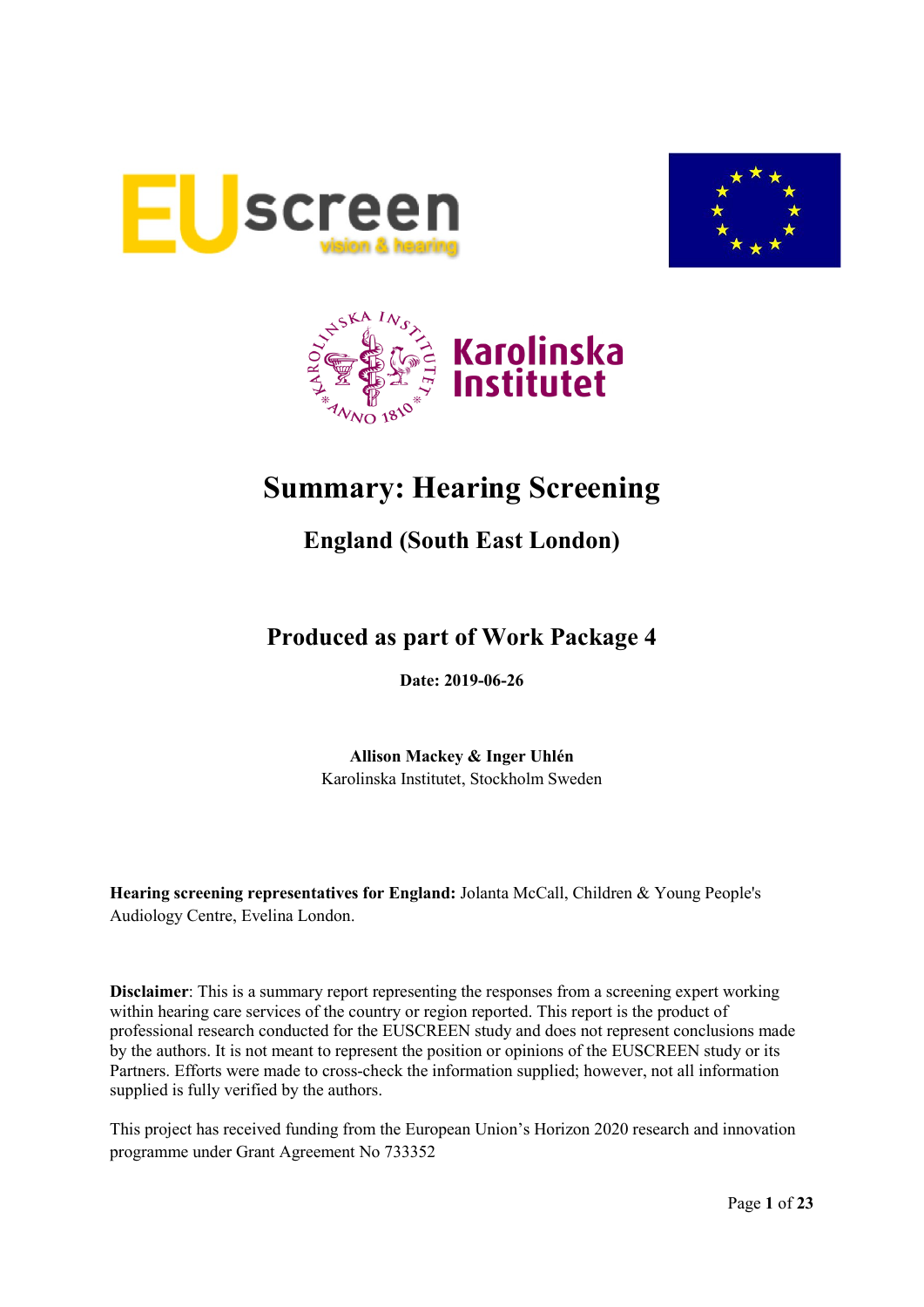# Summary: Hearing Screening

## England (South East London)

## Produced as part of Work Package 4

**Date: 2019-06-26**

**Allison Mackey & Inger Uhlén**
Karolinska Institutet, Stockholm Sweden

**Hearing screening representatives for England:** Jolanta McCall, Children & Young People's Audiology Centre, Evelina London.

**Disclaimer**: This is a summary report representing the responses from a screening expert working within hearing care services of the country or region reported. This report is the product of professional research conducted for the EUSCREEN study and does not represent conclusions made by the authors. It is not meant to represent the position or opinions of the EUSCREEN study or its Partners. Efforts were made to cross-check the information supplied; however, not all information supplied is fully verified by the authors.

This project has received funding from the European Union's Horizon 2020 research and innovation programme under Grant Agreement No 733352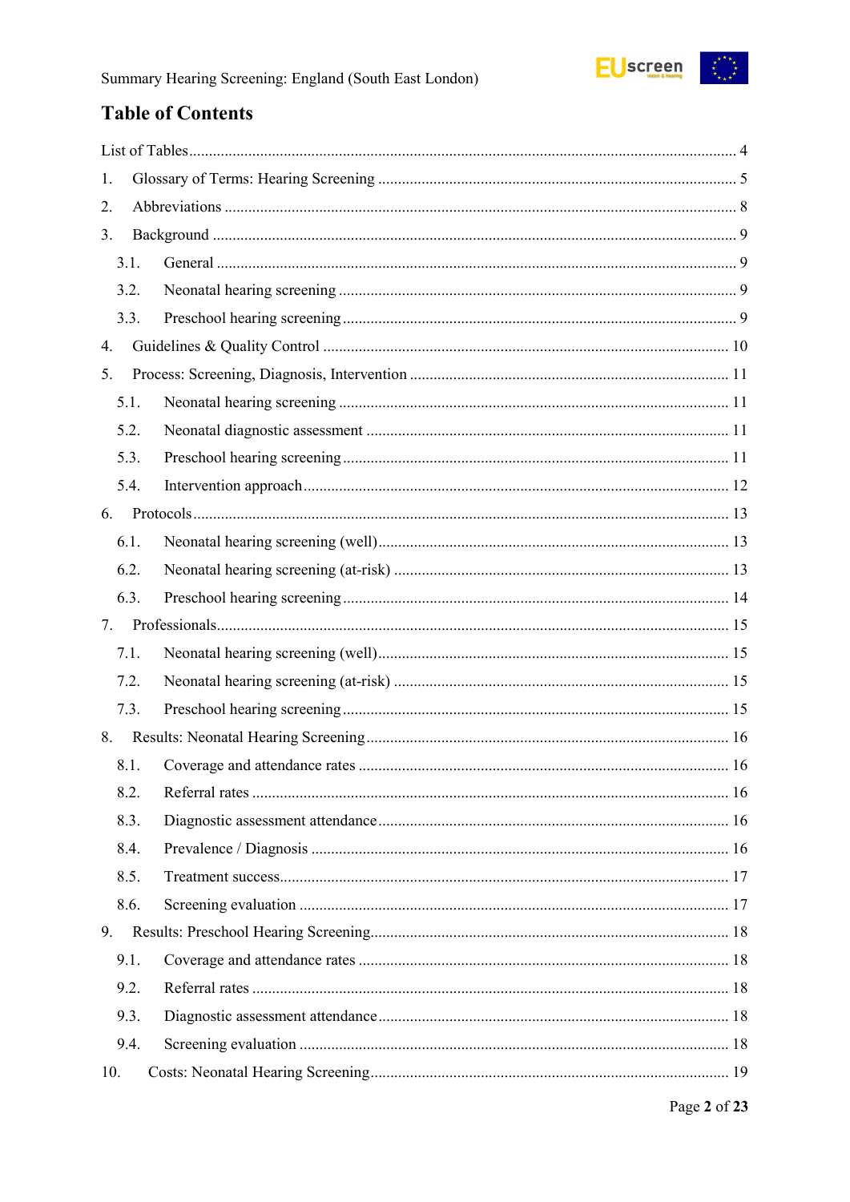## Table of Contents

List of Tables ........................................................................................................................ 4

1. Glossary of Terms: Hearing Screening ........................................................................ 5
2. Abbreviations ................................................................................................................ 8
3. Background .................................................................................................................. 9
   - 3.1. General ................................................................................................................ 9
   - 3.2. Neonatal hearing screening ................................................................................. 9
   - 3.3. Preschool hearing screening ................................................................................ 9
4. Guidelines & Quality Control ..................................................................................... 10
5. Process: Screening, Diagnosis, Intervention ............................................................... 11
   - 5.1. Neonatal hearing screening ................................................................................ 11
   - 5.2. Neonatal diagnostic assessment ......................................................................... 11
   - 5.3. Preschool hearing screening ............................................................................... 11
   - 5.4. Intervention approach ......................................................................................... 12
6. Protocols ..................................................................................................................... 13
   - 6.1. Neonatal hearing screening (well) ...................................................................... 13
   - 6.2. Neonatal hearing screening (at-risk) .................................................................. 13
   - 6.3. Preschool hearing screening ............................................................................... 14
7. Professionals ............................................................................................................... 15
   - 7.1. Neonatal hearing screening (well) ...................................................................... 15
   - 7.2. Neonatal hearing screening (at-risk) .................................................................. 15
   - 7.3. Preschool hearing screening ............................................................................... 15
8. Results: Neonatal Hearing Screening .......................................................................... 16
   - 8.1. Coverage and attendance rates ........................................................................... 16
   - 8.2. Referral rates ...................................................................................................... 16
   - 8.3. Diagnostic assessment attendance ...................................................................... 16
   - 8.4. Prevalence / Diagnosis ....................................................................................... 16
   - 8.5. Treatment success ............................................................................................... 17
   - 8.6. Screening evaluation .......................................................................................... 17
9. Results: Preschool Hearing Screening ......................................................................... 18
   - 9.1. Coverage and attendance rates ........................................................................... 18
   - 9.2. Referral rates ...................................................................................................... 18
   - 9.3. Diagnostic assessment attendance ...................................................................... 18
   - 9.4. Screening evaluation .......................................................................................... 18
10. Costs: Neonatal Hearing Screening ........................................................................... 19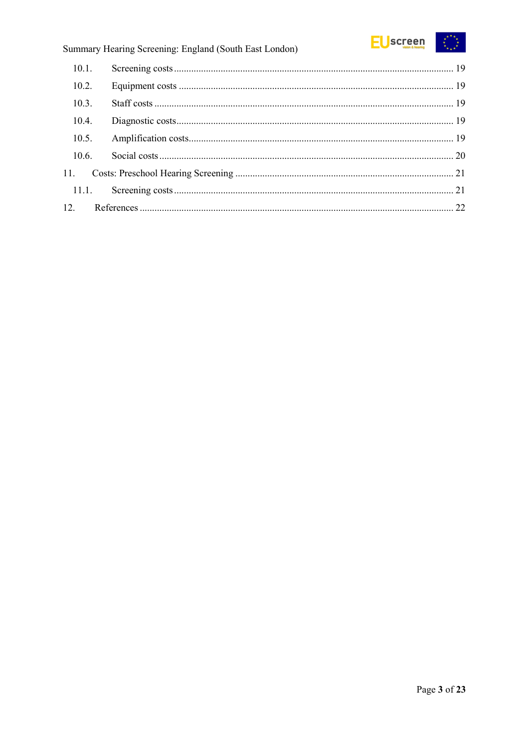10.1. Screening costs ................................................................................................................ 19

10.2. Equipment costs ............................................................................................................... 19

10.3. Staff costs ........................................................................................................................ 19

10.4. Diagnostic costs................................................................................................................ 19

10.5. Amplification costs........................................................................................................... 19

10.6. Social costs ....................................................................................................................... 20

11. Costs: Preschool Hearing Screening ........................................................................................ 21

11.1. Screening costs ................................................................................................................. 21

12. References ............................................................................................................................... 22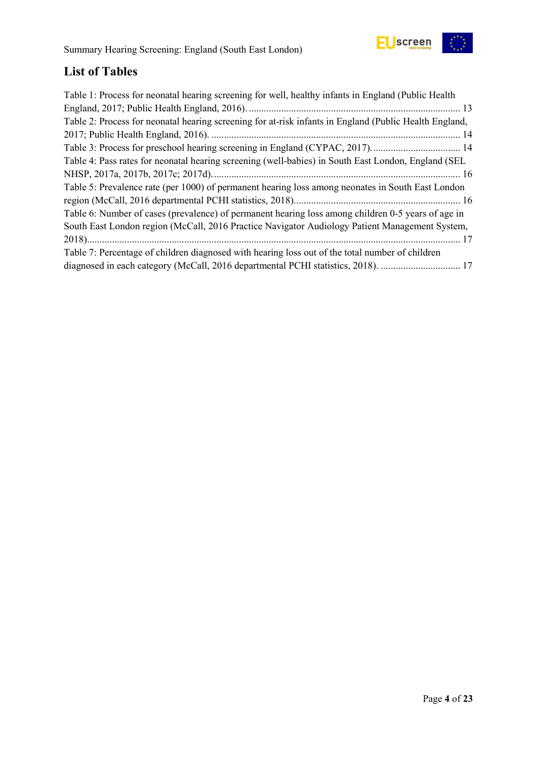## List of Tables

Table 1: Process for neonatal hearing screening for well, healthy infants in England (Public Health England, 2017; Public Health England, 2016). ..................................................................................... 13

Table 2: Process for neonatal hearing screening for at-risk infants in England (Public Health England, 2017; Public Health England, 2016). ................................................................................................... 14

Table 3: Process for preschool hearing screening in England (CYPAC, 2017). ................................... 14

Table 4: Pass rates for neonatal hearing screening (well-babies) in South East London, England (SEL NHSP, 2017a, 2017b, 2017c; 2017d). .................................................................................................. 16

Table 5: Prevalence rate (per 1000) of permanent hearing loss among neonates in South East London region (McCall, 2016 departmental PCHI statistics, 2018)................................................................... 16

Table 6: Number of cases (prevalence) of permanent hearing loss among children 0-5 years of age in South East London region (McCall, 2016 Practice Navigator Audiology Patient Management System, 2018).................................................................................................................................................... 17

Table 7: Percentage of children diagnosed with hearing loss out of the total number of children diagnosed in each category (McCall, 2016 departmental PCHI statistics, 2018). ................................ 17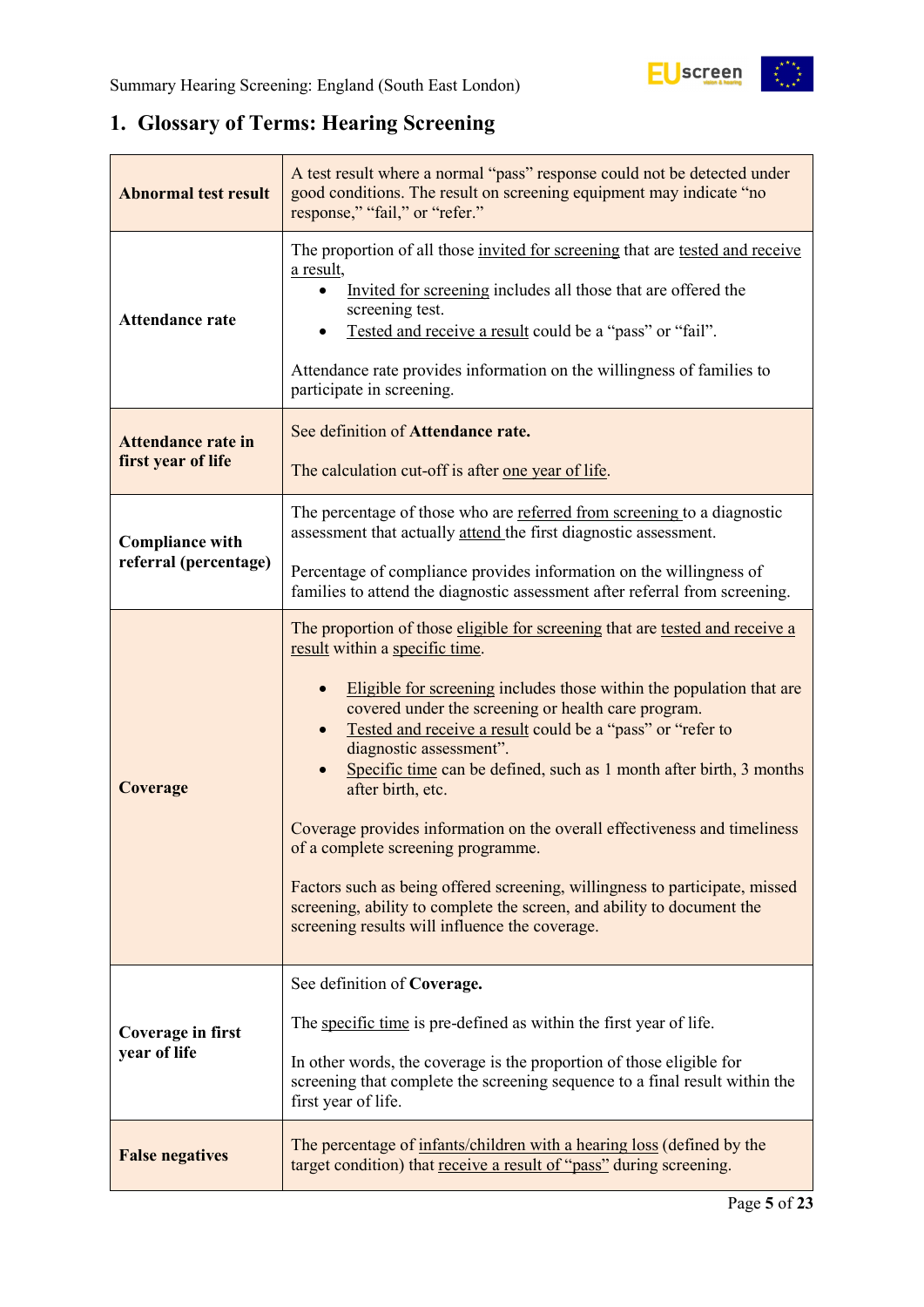## 1. Glossary of Terms: Hearing Screening

| | |
|---|---|
| **Abnormal test result** | A test result where a normal "pass" response could not be detected under good conditions. The result on screening equipment may indicate "no response," "fail," or "refer." |
| **Attendance rate** | The proportion of all those invited for screening that are tested and receive a result,<br>• Invited for screening includes all those that are offered the screening test.<br>• Tested and receive a result could be a "pass" or "fail".<br><br>Attendance rate provides information on the willingness of families to participate in screening. |
| **Attendance rate in first year of life** | See definition of **Attendance rate.**<br><br>The calculation cut-off is after one year of life. |
| **Compliance with referral (percentage)** | The percentage of those who are referred from screening to a diagnostic assessment that actually attend the first diagnostic assessment.<br><br>Percentage of compliance provides information on the willingness of families to attend the diagnostic assessment after referral from screening. |
| **Coverage** | The proportion of those eligible for screening that are tested and receive a result within a specific time.<br><br>• Eligible for screening includes those within the population that are covered under the screening or health care program.<br>• Tested and receive a result could be a "pass" or "refer to diagnostic assessment".<br>• Specific time can be defined, such as 1 month after birth, 3 months after birth, etc.<br><br>Coverage provides information on the overall effectiveness and timeliness of a complete screening programme.<br><br>Factors such as being offered screening, willingness to participate, missed screening, ability to complete the screen, and ability to document the screening results will influence the coverage. |
| **Coverage in first year of life** | See definition of **Coverage.**<br><br>The specific time is pre-defined as within the first year of life.<br><br>In other words, the coverage is the proportion of those eligible for screening that complete the screening sequence to a final result within the first year of life. |
| **False negatives** | The percentage of infants/children with a hearing loss (defined by the target condition) that receive a result of "pass" during screening. |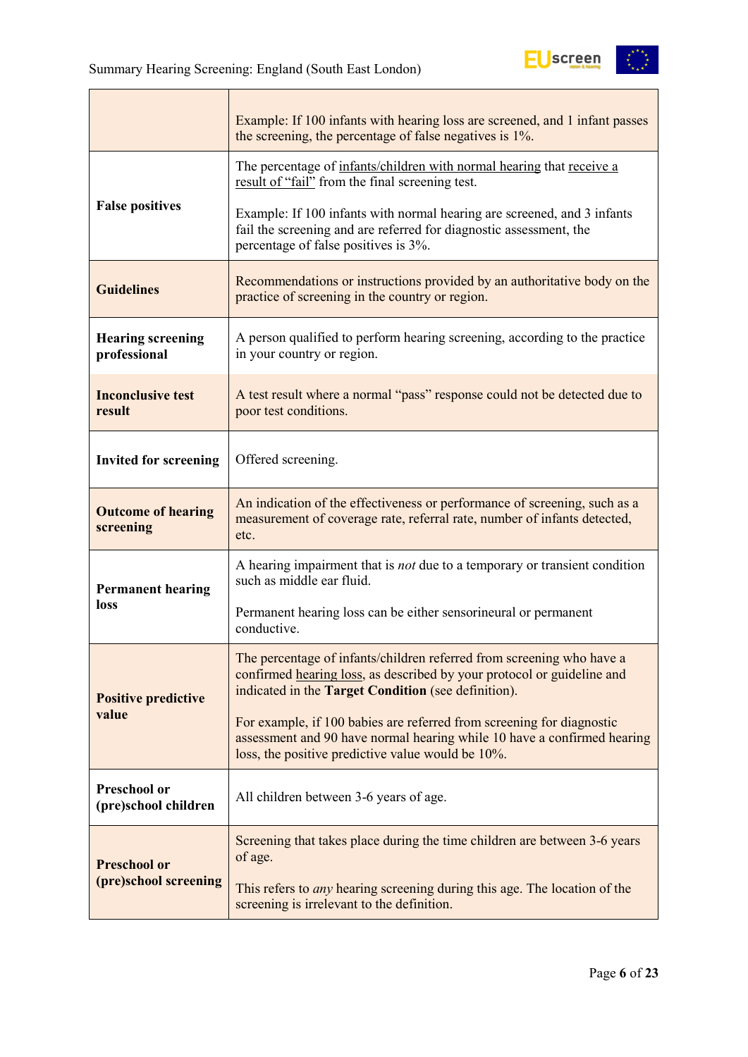| | |
|---|---|
| | Example: If 100 infants with hearing loss are screened, and 1 infant passes the screening, the percentage of false negatives is 1%. |
| **False positives** | The percentage of infants/children with normal hearing that receive a result of "fail" from the final screening test.<br><br>Example: If 100 infants with normal hearing are screened, and 3 infants fail the screening and are referred for diagnostic assessment, the percentage of false positives is 3%. |
| **Guidelines** | Recommendations or instructions provided by an authoritative body on the practice of screening in the country or region. |
| **Hearing screening professional** | A person qualified to perform hearing screening, according to the practice in your country or region. |
| **Inconclusive test result** | A test result where a normal "pass" response could not be detected due to poor test conditions. |
| **Invited for screening** | Offered screening. |
| **Outcome of hearing screening** | An indication of the effectiveness or performance of screening, such as a measurement of coverage rate, referral rate, number of infants detected, etc. |
| **Permanent hearing loss** | A hearing impairment that is *not* due to a temporary or transient condition such as middle ear fluid.<br><br>Permanent hearing loss can be either sensorineural or permanent conductive. |
| **Positive predictive value** | The percentage of infants/children referred from screening who have a confirmed hearing loss, as described by your protocol or guideline and indicated in the **Target Condition** (see definition).<br><br>For example, if 100 babies are referred from screening for diagnostic assessment and 90 have normal hearing while 10 have a confirmed hearing loss, the positive predictive value would be 10%. |
| **Preschool or (pre)school children** | All children between 3-6 years of age. |
| **Preschool or (pre)school screening** | Screening that takes place during the time children are between 3-6 years of age.<br><br>This refers to *any* hearing screening during this age. The location of the screening is irrelevant to the definition. |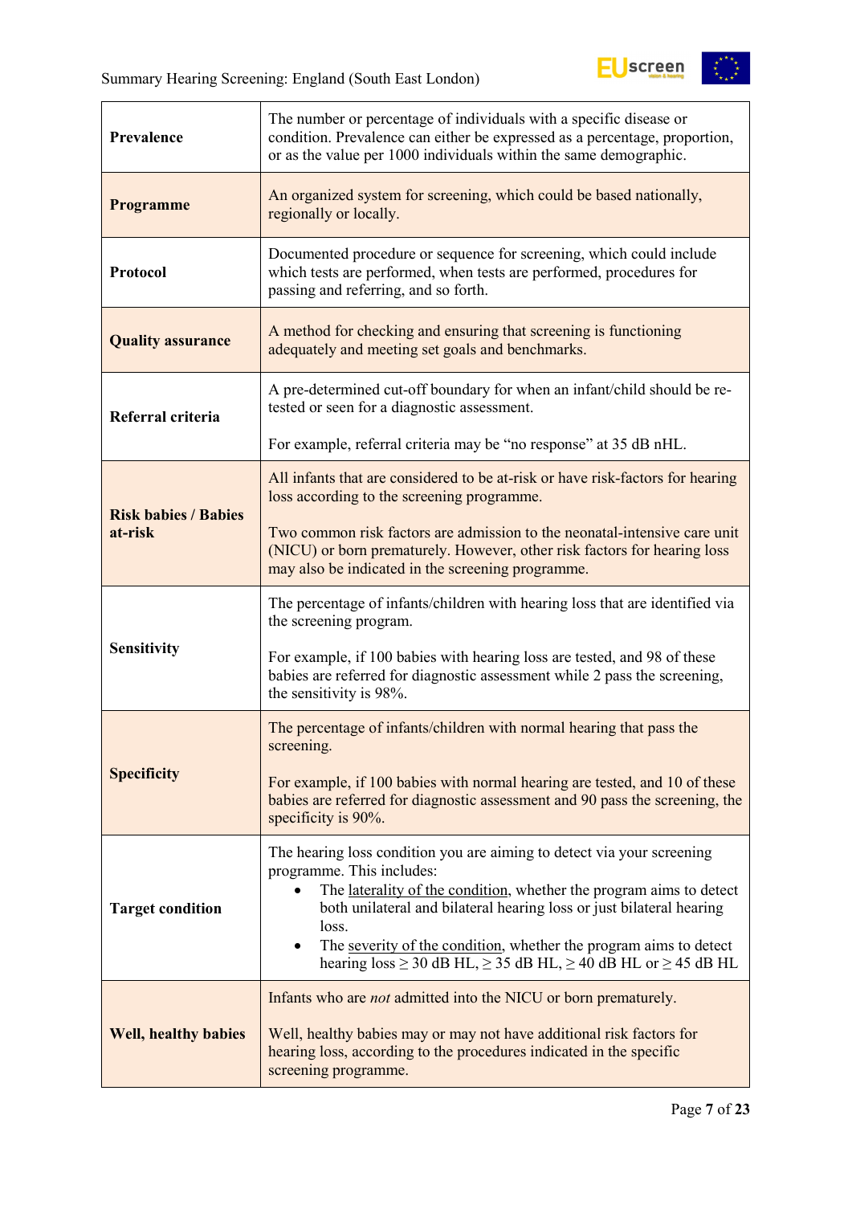| | |
|---|---|
| **Prevalence** | The number or percentage of individuals with a specific disease or condition. Prevalence can either be expressed as a percentage, proportion, or as the value per 1000 individuals within the same demographic. |
| **Programme** | An organized system for screening, which could be based nationally, regionally or locally. |
| **Protocol** | Documented procedure or sequence for screening, which could include which tests are performed, when tests are performed, procedures for passing and referring, and so forth. |
| **Quality assurance** | A method for checking and ensuring that screening is functioning adequately and meeting set goals and benchmarks. |
| **Referral criteria** | A pre-determined cut-off boundary for when an infant/child should be re-tested or seen for a diagnostic assessment.<br><br>For example, referral criteria may be "no response" at 35 dB nHL. |
| **Risk babies / Babies at-risk** | All infants that are considered to be at-risk or have risk-factors for hearing loss according to the screening programme.<br><br>Two common risk factors are admission to the neonatal-intensive care unit (NICU) or born prematurely. However, other risk factors for hearing loss may also be indicated in the screening programme. |
| **Sensitivity** | The percentage of infants/children with hearing loss that are identified via the screening program.<br><br>For example, if 100 babies with hearing loss are tested, and 98 of these babies are referred for diagnostic assessment while 2 pass the screening, the sensitivity is 98%. |
| **Specificity** | The percentage of infants/children with normal hearing that pass the screening.<br><br>For example, if 100 babies with normal hearing are tested, and 10 of these babies are referred for diagnostic assessment and 90 pass the screening, the specificity is 90%. |
| **Target condition** | The hearing loss condition you are aiming to detect via your screening programme. This includes:<br>• The laterality of the condition, whether the program aims to detect both unilateral and bilateral hearing loss or just bilateral hearing loss.<br>• The severity of the condition, whether the program aims to detect hearing loss ≥ 30 dB HL, ≥ 35 dB HL, ≥ 40 dB HL or ≥ 45 dB HL |
| **Well, healthy babies** | Infants who are *not* admitted into the NICU or born prematurely.<br><br>Well, healthy babies may or may not have additional risk factors for hearing loss, according to the procedures indicated in the specific screening programme. |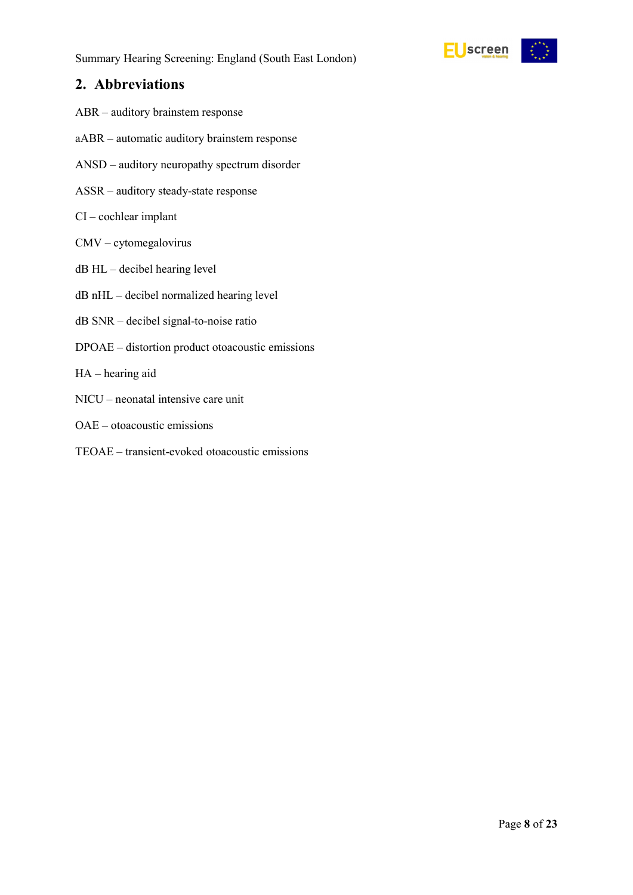## 2. Abbreviations

ABR – auditory brainstem response

aABR – automatic auditory brainstem response

ANSD – auditory neuropathy spectrum disorder

ASSR – auditory steady-state response

CI – cochlear implant

CMV – cytomegalovirus

dB HL – decibel hearing level

dB nHL – decibel normalized hearing level

dB SNR – decibel signal-to-noise ratio

DPOAE – distortion product otoacoustic emissions

HA – hearing aid

NICU – neonatal intensive care unit

OAE – otoacoustic emissions

TEOAE – transient-evoked otoacoustic emissions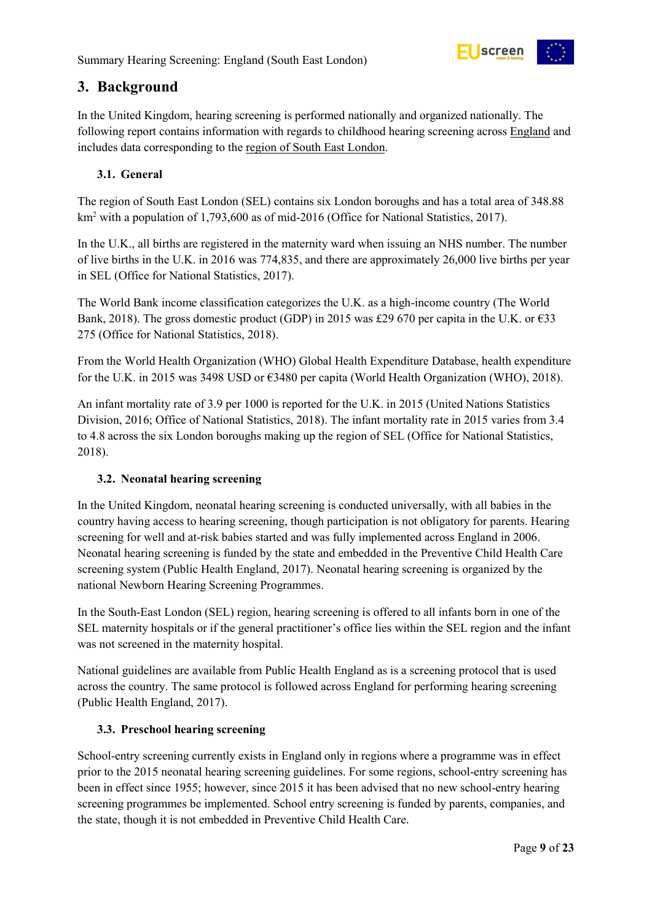## 3. Background

In the United Kingdom, hearing screening is performed nationally and organized nationally. The following report contains information with regards to childhood hearing screening across England and includes data corresponding to the region of South East London.

### 3.1. General

The region of South East London (SEL) contains six London boroughs and has a total area of 348.88 km$^2$ with a population of 1,793,600 as of mid-2016 (Office for National Statistics, 2017).

In the U.K., all births are registered in the maternity ward when issuing an NHS number. The number of live births in the U.K. in 2016 was 774,835, and there are approximately 26,000 live births per year in SEL (Office for National Statistics, 2017).

The World Bank income classification categorizes the U.K. as a high-income country (The World Bank, 2018). The gross domestic product (GDP) in 2015 was £29 670 per capita in the U.K. or €33 275 (Office for National Statistics, 2018).

From the World Health Organization (WHO) Global Health Expenditure Database, health expenditure for the U.K. in 2015 was 3498 USD or €3480 per capita (World Health Organization (WHO), 2018).

An infant mortality rate of 3.9 per 1000 is reported for the U.K. in 2015 (United Nations Statistics Division, 2016; Office of National Statistics, 2018). The infant mortality rate in 2015 varies from 3.4 to 4.8 across the six London boroughs making up the region of SEL (Office for National Statistics, 2018).

### 3.2. Neonatal hearing screening

In the United Kingdom, neonatal hearing screening is conducted universally, with all babies in the country having access to hearing screening, though participation is not obligatory for parents. Hearing screening for well and at-risk babies started and was fully implemented across England in 2006. Neonatal hearing screening is funded by the state and embedded in the Preventive Child Health Care screening system (Public Health England, 2017). Neonatal hearing screening is organized by the national Newborn Hearing Screening Programmes.

In the South-East London (SEL) region, hearing screening is offered to all infants born in one of the SEL maternity hospitals or if the general practitioner's office lies within the SEL region and the infant was not screened in the maternity hospital.

National guidelines are available from Public Health England as is a screening protocol that is used across the country. The same protocol is followed across England for performing hearing screening (Public Health England, 2017).

### 3.3. Preschool hearing screening

School-entry screening currently exists in England only in regions where a programme was in effect prior to the 2015 neonatal hearing screening guidelines. For some regions, school-entry screening has been in effect since 1955; however, since 2015 it has been advised that no new school-entry hearing screening programmes be implemented. School entry screening is funded by parents, companies, and the state, though it is not embedded in Preventive Child Health Care.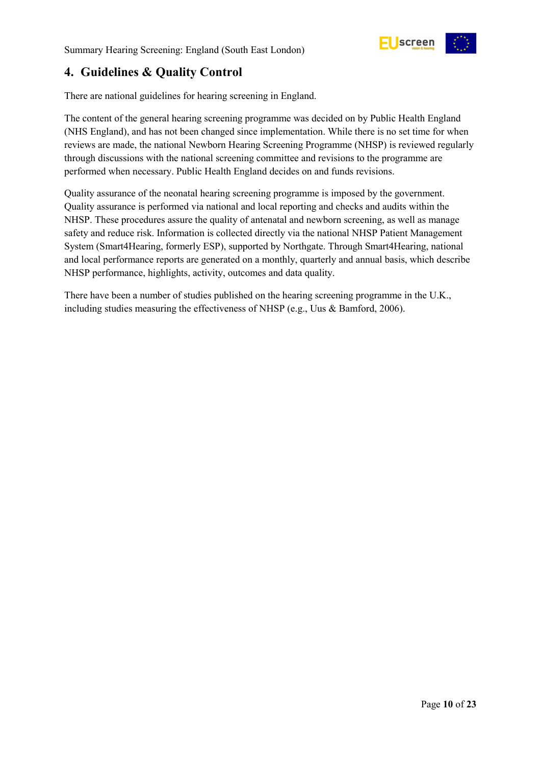## 4. Guidelines & Quality Control

There are national guidelines for hearing screening in England.

The content of the general hearing screening programme was decided on by Public Health England (NHS England), and has not been changed since implementation. While there is no set time for when reviews are made, the national Newborn Hearing Screening Programme (NHSP) is reviewed regularly through discussions with the national screening committee and revisions to the programme are performed when necessary. Public Health England decides on and funds revisions.

Quality assurance of the neonatal hearing screening programme is imposed by the government. Quality assurance is performed via national and local reporting and checks and audits within the NHSP. These procedures assure the quality of antenatal and newborn screening, as well as manage safety and reduce risk. Information is collected directly via the national NHSP Patient Management System (Smart4Hearing, formerly ESP), supported by Northgate. Through Smart4Hearing, national and local performance reports are generated on a monthly, quarterly and annual basis, which describe NHSP performance, highlights, activity, outcomes and data quality.

There have been a number of studies published on the hearing screening programme in the U.K., including studies measuring the effectiveness of NHSP (e.g., Uus & Bamford, 2006).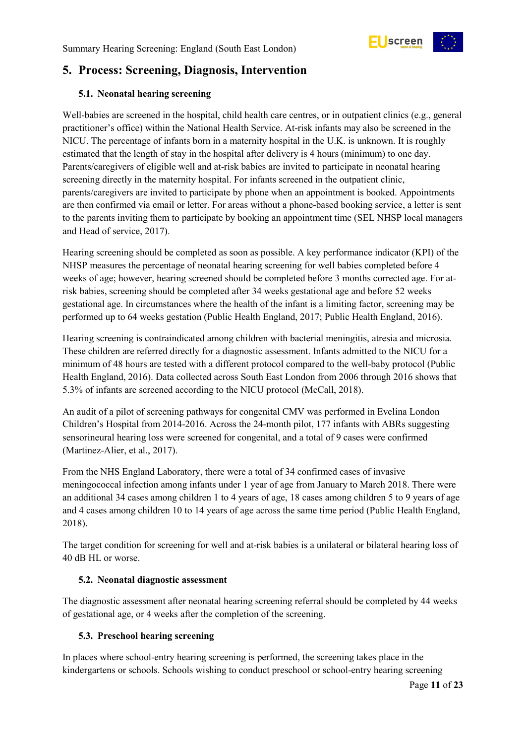## 5. Process: Screening, Diagnosis, Intervention

### 5.1. Neonatal hearing screening

Well-babies are screened in the hospital, child health care centres, or in outpatient clinics (e.g., general practitioner's office) within the National Health Service. At-risk infants may also be screened in the NICU. The percentage of infants born in a maternity hospital in the U.K. is unknown. It is roughly estimated that the length of stay in the hospital after delivery is 4 hours (minimum) to one day. Parents/caregivers of eligible well and at-risk babies are invited to participate in neonatal hearing screening directly in the maternity hospital. For infants screened in the outpatient clinic, parents/caregivers are invited to participate by phone when an appointment is booked. Appointments are then confirmed via email or letter. For areas without a phone-based booking service, a letter is sent to the parents inviting them to participate by booking an appointment time (SEL NHSP local managers and Head of service, 2017).

Hearing screening should be completed as soon as possible. A key performance indicator (KPI) of the NHSP measures the percentage of neonatal hearing screening for well babies completed before 4 weeks of age; however, hearing screened should be completed before 3 months corrected age. For at-risk babies, screening should be completed after 34 weeks gestational age and before 52 weeks gestational age. In circumstances where the health of the infant is a limiting factor, screening may be performed up to 64 weeks gestation (Public Health England, 2017; Public Health England, 2016).

Hearing screening is contraindicated among children with bacterial meningitis, atresia and microsia. These children are referred directly for a diagnostic assessment. Infants admitted to the NICU for a minimum of 48 hours are tested with a different protocol compared to the well-baby protocol (Public Health England, 2016). Data collected across South East London from 2006 through 2016 shows that 5.3% of infants are screened according to the NICU protocol (McCall, 2018).

An audit of a pilot of screening pathways for congenital CMV was performed in Evelina London Children's Hospital from 2014-2016. Across the 24-month pilot, 177 infants with ABRs suggesting sensorineural hearing loss were screened for congenital, and a total of 9 cases were confirmed (Martinez-Alier, et al., 2017).

From the NHS England Laboratory, there were a total of 34 confirmed cases of invasive meningococcal infection among infants under 1 year of age from January to March 2018. There were an additional 34 cases among children 1 to 4 years of age, 18 cases among children 5 to 9 years of age and 4 cases among children 10 to 14 years of age across the same time period (Public Health England, 2018).

The target condition for screening for well and at-risk babies is a unilateral or bilateral hearing loss of 40 dB HL or worse.

### 5.2. Neonatal diagnostic assessment

The diagnostic assessment after neonatal hearing screening referral should be completed by 44 weeks of gestational age, or 4 weeks after the completion of the screening.

### 5.3. Preschool hearing screening

In places where school-entry hearing screening is performed, the screening takes place in the kindergartens or schools. Schools wishing to conduct preschool or school-entry hearing screening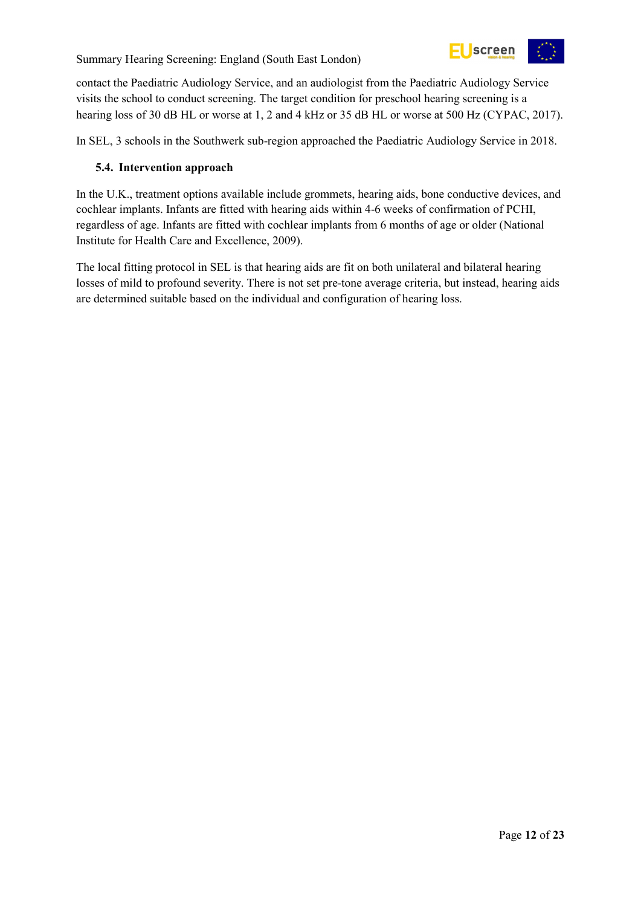contact the Paediatric Audiology Service, and an audiologist from the Paediatric Audiology Service visits the school to conduct screening. The target condition for preschool hearing screening is a hearing loss of 30 dB HL or worse at 1, 2 and 4 kHz or 35 dB HL or worse at 500 Hz (CYPAC, 2017).

In SEL, 3 schools in the Southwerk sub-region approached the Paediatric Audiology Service in 2018.

### 5.4. Intervention approach

In the U.K., treatment options available include grommets, hearing aids, bone conductive devices, and cochlear implants. Infants are fitted with hearing aids within 4-6 weeks of confirmation of PCHI, regardless of age. Infants are fitted with cochlear implants from 6 months of age or older (National Institute for Health Care and Excellence, 2009).

The local fitting protocol in SEL is that hearing aids are fit on both unilateral and bilateral hearing losses of mild to profound severity. There is not set pre-tone average criteria, but instead, hearing aids are determined suitable based on the individual and configuration of hearing loss.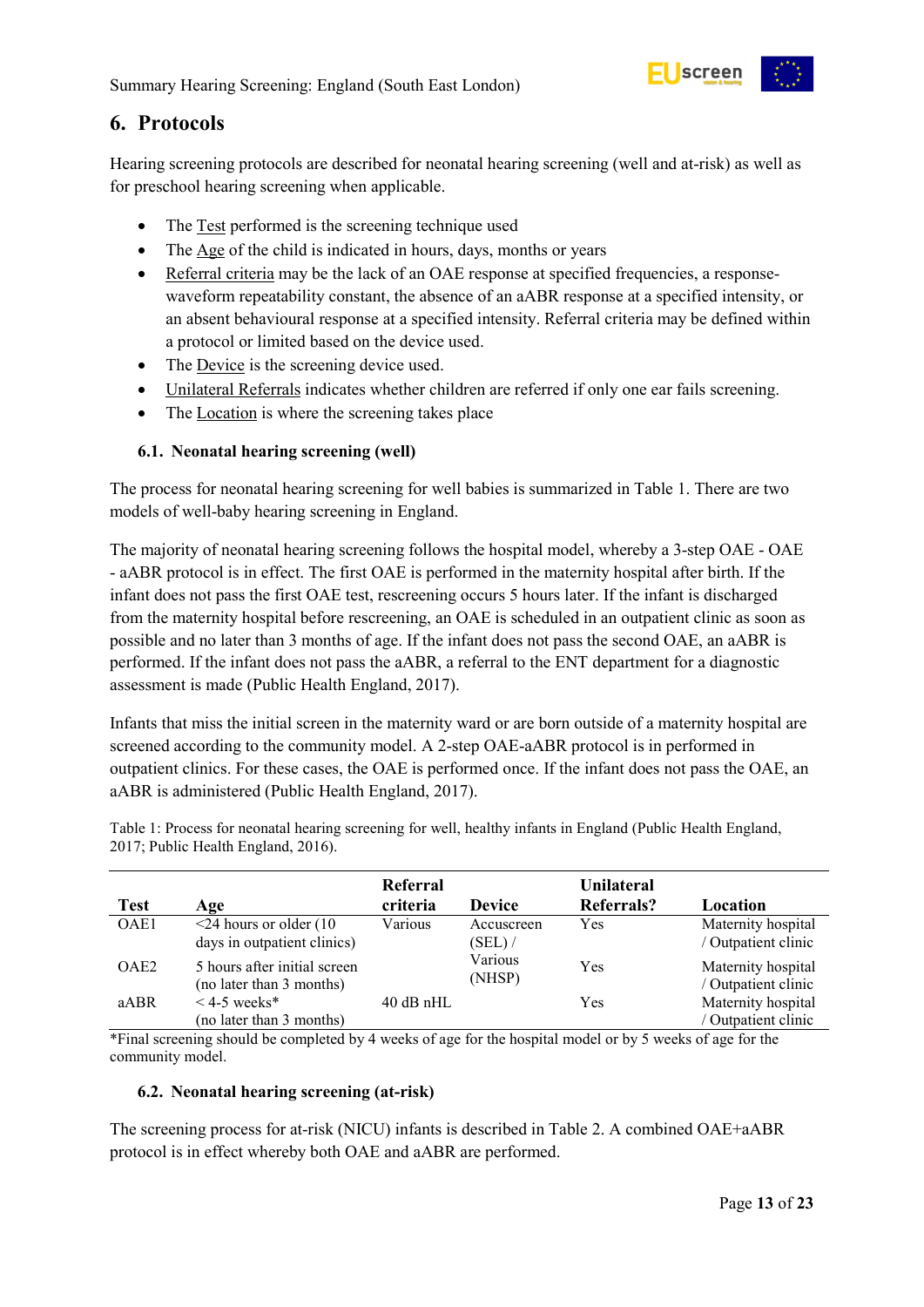## 6. Protocols

Hearing screening protocols are described for neonatal hearing screening (well and at-risk) as well as for preschool hearing screening when applicable.

- The Test performed is the screening technique used
- The Age of the child is indicated in hours, days, months or years
- Referral criteria may be the lack of an OAE response at specified frequencies, a response-waveform repeatability constant, the absence of an aABR response at a specified intensity, or an absent behavioural response at a specified intensity. Referral criteria may be defined within a protocol or limited based on the device used.
- The Device is the screening device used.
- Unilateral Referrals indicates whether children are referred if only one ear fails screening.
- The Location is where the screening takes place

### 6.1. Neonatal hearing screening (well)

The process for neonatal hearing screening for well babies is summarized in Table 1. There are two models of well-baby hearing screening in England.

The majority of neonatal hearing screening follows the hospital model, whereby a 3-step OAE - OAE - aABR protocol is in effect. The first OAE is performed in the maternity hospital after birth. If the infant does not pass the first OAE test, rescreening occurs 5 hours later. If the infant is discharged from the maternity hospital before rescreening, an OAE is scheduled in an outpatient clinic as soon as possible and no later than 3 months of age. If the infant does not pass the second OAE, an aABR is performed. If the infant does not pass the aABR, a referral to the ENT department for a diagnostic assessment is made (Public Health England, 2017).

Infants that miss the initial screen in the maternity ward or are born outside of a maternity hospital are screened according to the community model. A 2-step OAE-aABR protocol is in performed in outpatient clinics. For these cases, the OAE is performed once. If the infant does not pass the OAE, an aABR is administered (Public Health England, 2017).

Table 1: Process for neonatal hearing screening for well, healthy infants in England (Public Health England, 2017; Public Health England, 2016).

| Test | Age | Referral criteria | Device | Unilateral Referrals? | Location |
|---|---|---|---|---|---|
| OAE1 | <24 hours or older (10 days in outpatient clinics) | Various | Accuscreen (SEL) / Various (NHSP) | Yes | Maternity hospital / Outpatient clinic |
| OAE2 | 5 hours after initial screen (no later than 3 months) | | | Yes | Maternity hospital / Outpatient clinic |
| aABR | < 4-5 weeks* (no later than 3 months) | 40 dB nHL | | Yes | Maternity hospital / Outpatient clinic |

*Final screening should be completed by 4 weeks of age for the hospital model or by 5 weeks of age for the community model.

### 6.2. Neonatal hearing screening (at-risk)

The screening process for at-risk (NICU) infants is described in Table 2. A combined OAE+aABR protocol is in effect whereby both OAE and aABR are performed.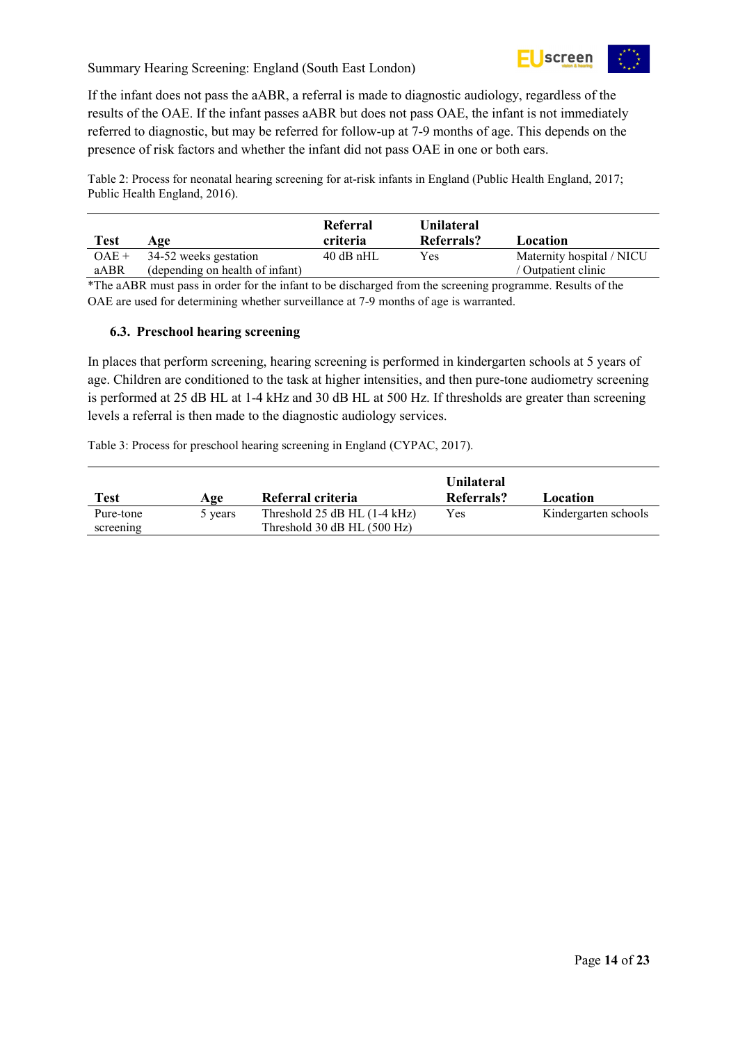If the infant does not pass the aABR, a referral is made to diagnostic audiology, regardless of the results of the OAE. If the infant passes aABR but does not pass OAE, the infant is not immediately referred to diagnostic, but may be referred for follow-up at 7-9 months of age. This depends on the presence of risk factors and whether the infant did not pass OAE in one or both ears.

Table 2: Process for neonatal hearing screening for at-risk infants in England (Public Health England, 2017; Public Health England, 2016).

| Test | Age | Referral criteria | Unilateral Referrals? | Location |
|---|---|---|---|---|
| OAE + aABR | 34-52 weeks gestation (depending on health of infant) | 40 dB nHL | Yes | Maternity hospital / NICU / Outpatient clinic |

*The aABR must pass in order for the infant to be discharged from the screening programme. Results of the OAE are used for determining whether surveillance at 7-9 months of age is warranted.

### 6.3. Preschool hearing screening

In places that perform screening, hearing screening is performed in kindergarten schools at 5 years of age. Children are conditioned to the task at higher intensities, and then pure-tone audiometry screening is performed at 25 dB HL at 1-4 kHz and 30 dB HL at 500 Hz. If thresholds are greater than screening levels a referral is then made to the diagnostic audiology services.

Table 3: Process for preschool hearing screening in England (CYPAC, 2017).

| Test | Age | Referral criteria | Unilateral Referrals? | Location |
|---|---|---|---|---|
| Pure-tone screening | 5 years | Threshold 25 dB HL (1-4 kHz)<br>Threshold 30 dB HL (500 Hz) | Yes | Kindergarten schools |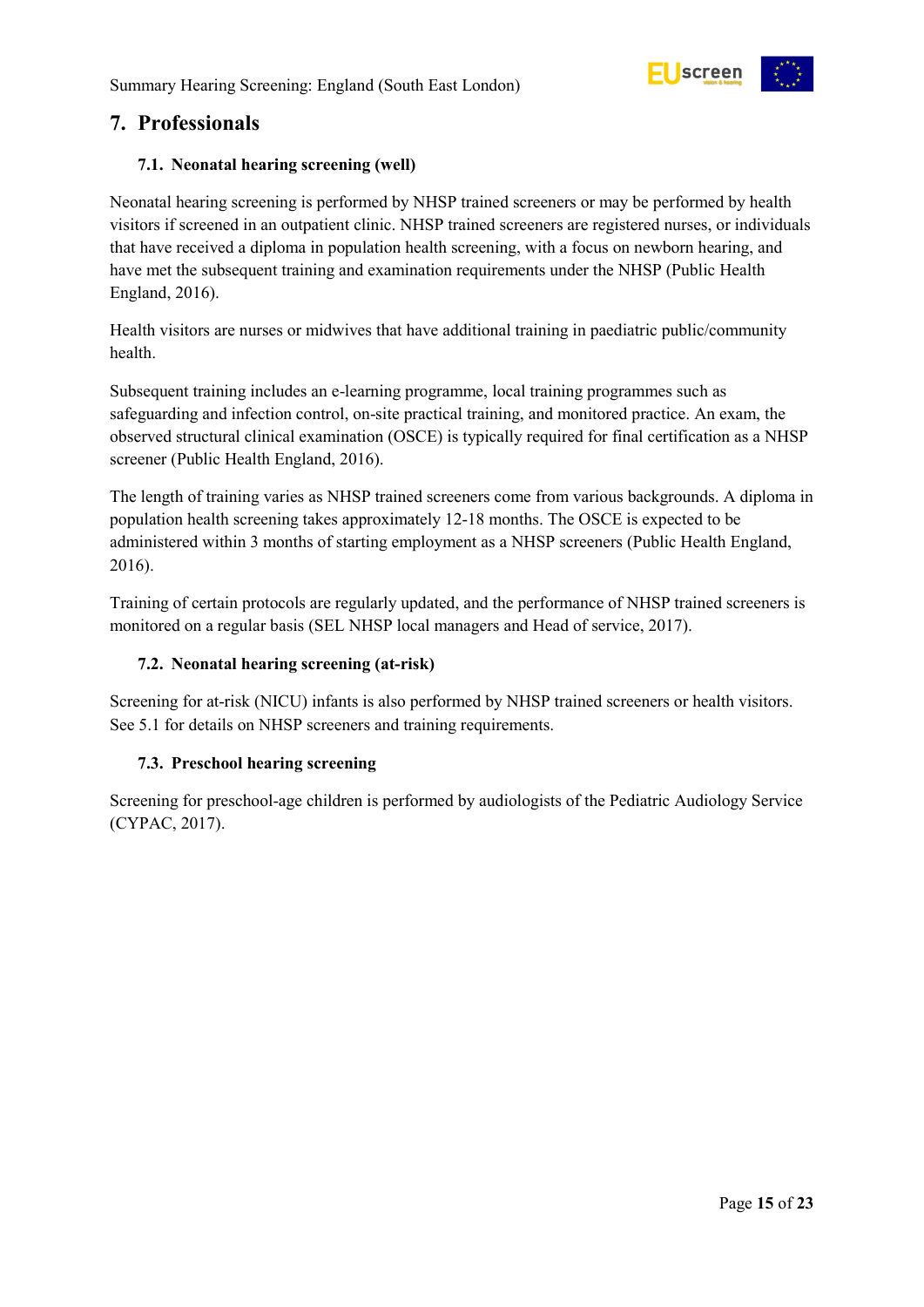## 7. Professionals

### 7.1. Neonatal hearing screening (well)

Neonatal hearing screening is performed by NHSP trained screeners or may be performed by health visitors if screened in an outpatient clinic. NHSP trained screeners are registered nurses, or individuals that have received a diploma in population health screening, with a focus on newborn hearing, and have met the subsequent training and examination requirements under the NHSP (Public Health England, 2016).

Health visitors are nurses or midwives that have additional training in paediatric public/community health.

Subsequent training includes an e-learning programme, local training programmes such as safeguarding and infection control, on-site practical training, and monitored practice. An exam, the observed structural clinical examination (OSCE) is typically required for final certification as a NHSP screener (Public Health England, 2016).

The length of training varies as NHSP trained screeners come from various backgrounds. A diploma in population health screening takes approximately 12-18 months. The OSCE is expected to be administered within 3 months of starting employment as a NHSP screeners (Public Health England, 2016).

Training of certain protocols are regularly updated, and the performance of NHSP trained screeners is monitored on a regular basis (SEL NHSP local managers and Head of service, 2017).

### 7.2. Neonatal hearing screening (at-risk)

Screening for at-risk (NICU) infants is also performed by NHSP trained screeners or health visitors. See 5.1 for details on NHSP screeners and training requirements.

### 7.3. Preschool hearing screening

Screening for preschool-age children is performed by audiologists of the Pediatric Audiology Service (CYPAC, 2017).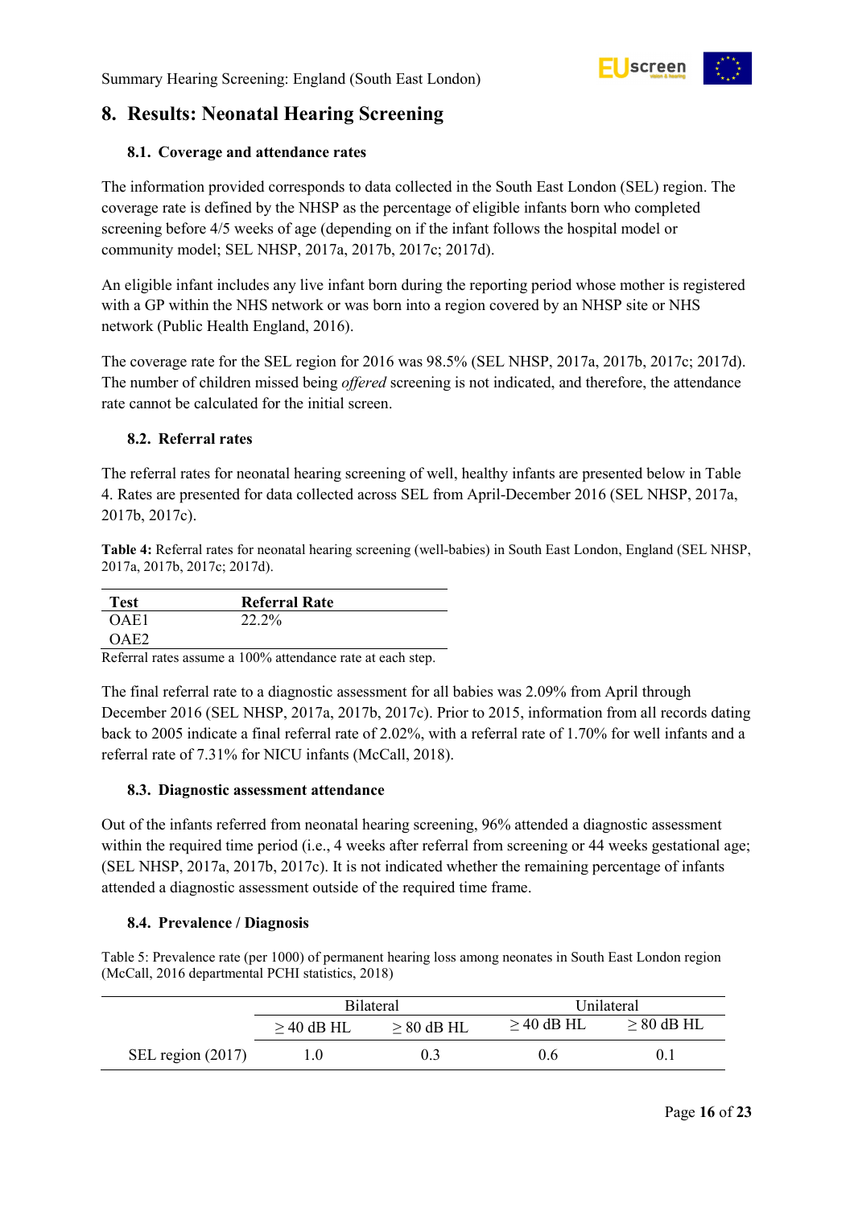# 8. Results: Neonatal Hearing Screening

## 8.1. Coverage and attendance rates

The information provided corresponds to data collected in the South East London (SEL) region. The coverage rate is defined by the NHSP as the percentage of eligible infants born who completed screening before 4/5 weeks of age (depending on if the infant follows the hospital model or community model; SEL NHSP, 2017a, 2017b, 2017c; 2017d).

An eligible infant includes any live infant born during the reporting period whose mother is registered with a GP within the NHS network or was born into a region covered by an NHSP site or NHS network (Public Health England, 2016).

The coverage rate for the SEL region for 2016 was 98.5% (SEL NHSP, 2017a, 2017b, 2017c; 2017d). The number of children missed being *offered* screening is not indicated, and therefore, the attendance rate cannot be calculated for the initial screen.

## 8.2. Referral rates

The referral rates for neonatal hearing screening of well, healthy infants are presented below in Table 4. Rates are presented for data collected across SEL from April-December 2016 (SEL NHSP, 2017a, 2017b, 2017c).

**Table 4:** Referral rates for neonatal hearing screening (well-babies) in South East London, England (SEL NHSP, 2017a, 2017b, 2017c; 2017d).

| Test | Referral Rate |
|---|---|
| OAE1 | 22.2% |
| OAE2 | |

Referral rates assume a 100% attendance rate at each step.

The final referral rate to a diagnostic assessment for all babies was 2.09% from April through December 2016 (SEL NHSP, 2017a, 2017b, 2017c). Prior to 2015, information from all records dating back to 2005 indicate a final referral rate of 2.02%, with a referral rate of 1.70% for well infants and a referral rate of 7.31% for NICU infants (McCall, 2018).

## 8.3. Diagnostic assessment attendance

Out of the infants referred from neonatal hearing screening, 96% attended a diagnostic assessment within the required time period (i.e., 4 weeks after referral from screening or 44 weeks gestational age; (SEL NHSP, 2017a, 2017b, 2017c). It is not indicated whether the remaining percentage of infants attended a diagnostic assessment outside of the required time frame.

## 8.4. Prevalence / Diagnosis

Table 5: Prevalence rate (per 1000) of permanent hearing loss among neonates in South East London region (McCall, 2016 departmental PCHI statistics, 2018)

| | Bilateral | | Unilateral | |
|---|---|---|---|---|
| | ≥ 40 dB HL | ≥ 80 dB HL | ≥ 40 dB HL | ≥ 80 dB HL |
| SEL region (2017) | 1.0 | 0.3 | 0.6 | 0.1 |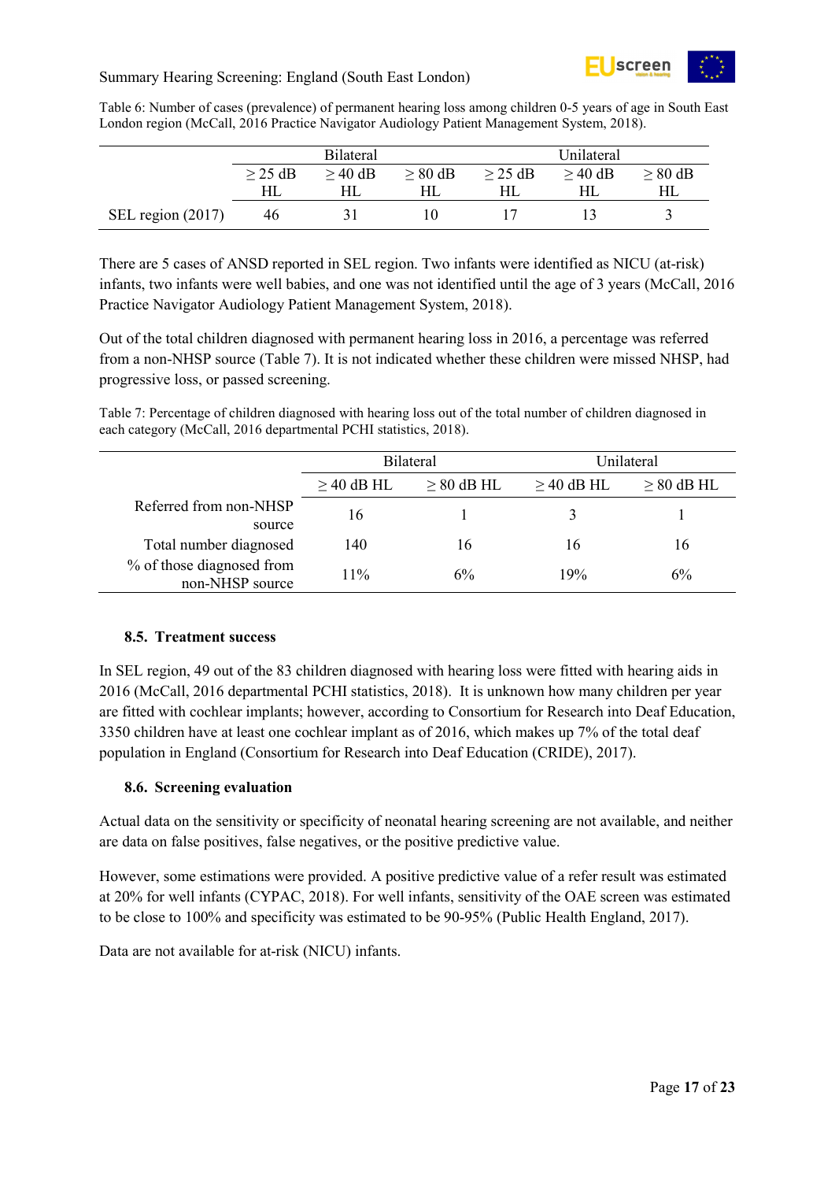Table 6: Number of cases (prevalence) of permanent hearing loss among children 0-5 years of age in South East London region (McCall, 2016 Practice Navigator Audiology Patient Management System, 2018).

| | Bilateral | | | Unilateral | | |
|---|---|---|---|---|---|---|
| | ≥ 25 dB HL | ≥ 40 dB HL | ≥ 80 dB HL | ≥ 25 dB HL | ≥ 40 dB HL | ≥ 80 dB HL |
| SEL region (2017) | 46 | 31 | 10 | 17 | 13 | 3 |

There are 5 cases of ANSD reported in SEL region. Two infants were identified as NICU (at-risk) infants, two infants were well babies, and one was not identified until the age of 3 years (McCall, 2016 Practice Navigator Audiology Patient Management System, 2018).

Out of the total children diagnosed with permanent hearing loss in 2016, a percentage was referred from a non-NHSP source (Table 7). It is not indicated whether these children were missed NHSP, had progressive loss, or passed screening.

Table 7: Percentage of children diagnosed with hearing loss out of the total number of children diagnosed in each category (McCall, 2016 departmental PCHI statistics, 2018).

| | Bilateral | | Unilateral | |
|---|---|---|---|---|
| | ≥ 40 dB HL | ≥ 80 dB HL | ≥ 40 dB HL | ≥ 80 dB HL |
| Referred from non-NHSP source | 16 | 1 | 3 | 1 |
| Total number diagnosed | 140 | 16 | 16 | 16 |
| % of those diagnosed from non-NHSP source | 11% | 6% | 19% | 6% |

### 8.5. Treatment success

In SEL region, 49 out of the 83 children diagnosed with hearing loss were fitted with hearing aids in 2016 (McCall, 2016 departmental PCHI statistics, 2018). It is unknown how many children per year are fitted with cochlear implants; however, according to Consortium for Research into Deaf Education, 3350 children have at least one cochlear implant as of 2016, which makes up 7% of the total deaf population in England (Consortium for Research into Deaf Education (CRIDE), 2017).

### 8.6. Screening evaluation

Actual data on the sensitivity or specificity of neonatal hearing screening are not available, and neither are data on false positives, false negatives, or the positive predictive value.

However, some estimations were provided. A positive predictive value of a refer result was estimated at 20% for well infants (CYPAC, 2018). For well infants, sensitivity of the OAE screen was estimated to be close to 100% and specificity was estimated to be 90-95% (Public Health England, 2017).

Data are not available for at-risk (NICU) infants.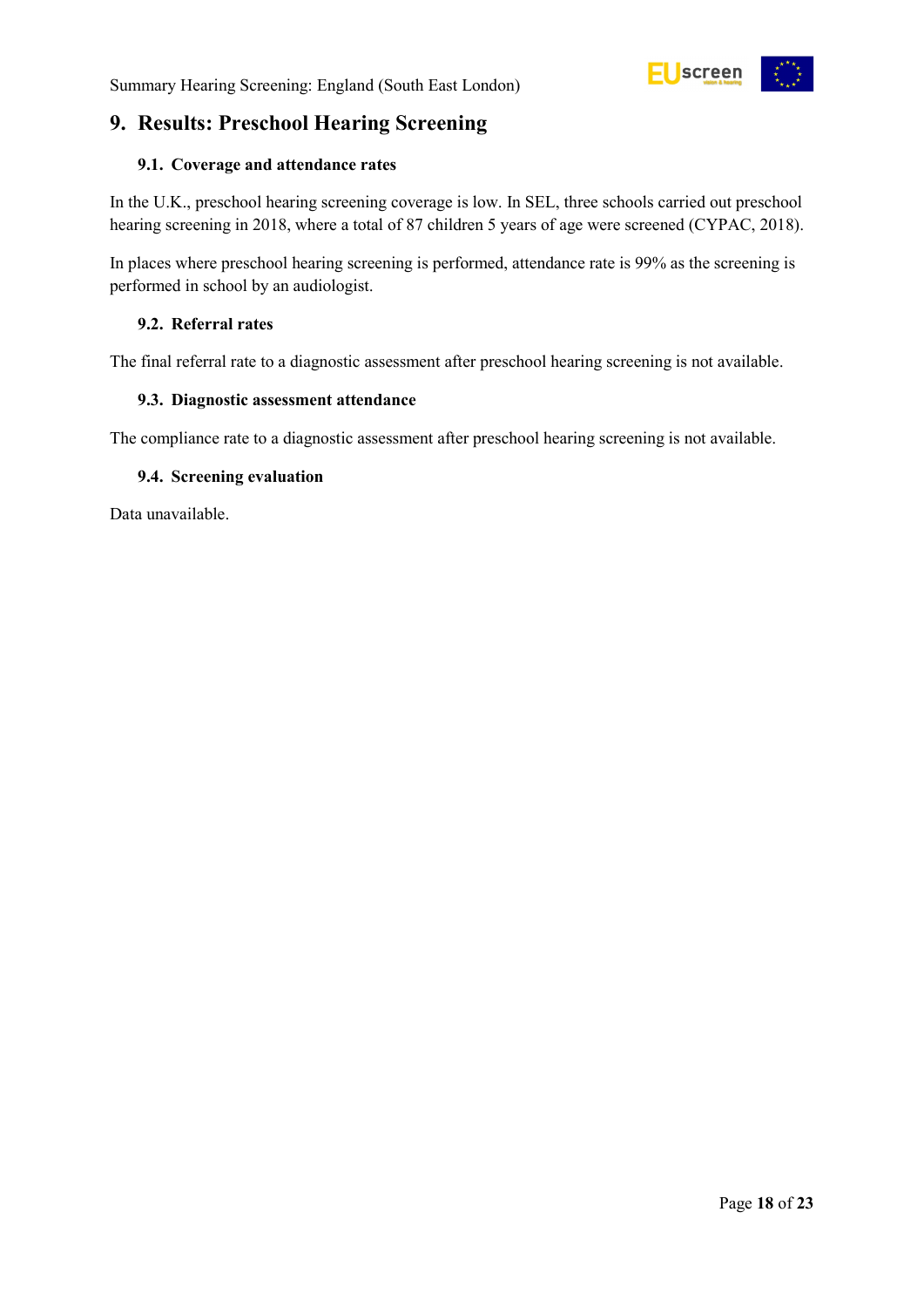## 9. Results: Preschool Hearing Screening

### 9.1. Coverage and attendance rates

In the U.K., preschool hearing screening coverage is low. In SEL, three schools carried out preschool hearing screening in 2018, where a total of 87 children 5 years of age were screened (CYPAC, 2018).

In places where preschool hearing screening is performed, attendance rate is 99% as the screening is performed in school by an audiologist.

### 9.2. Referral rates

The final referral rate to a diagnostic assessment after preschool hearing screening is not available.

### 9.3. Diagnostic assessment attendance

The compliance rate to a diagnostic assessment after preschool hearing screening is not available.

### 9.4. Screening evaluation

Data unavailable.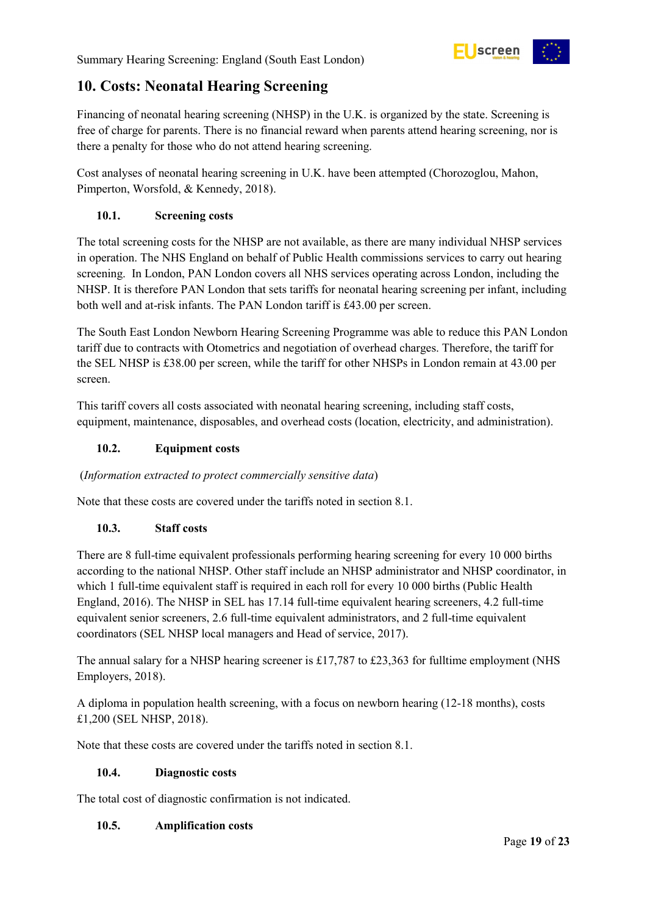## 10. Costs: Neonatal Hearing Screening

Financing of neonatal hearing screening (NHSP) in the U.K. is organized by the state. Screening is free of charge for parents. There is no financial reward when parents attend hearing screening, nor is there a penalty for those who do not attend hearing screening.

Cost analyses of neonatal hearing screening in U.K. have been attempted (Chorozoglou, Mahon, Pimperton, Worsfold, & Kennedy, 2018).

### 10.1. Screening costs

The total screening costs for the NHSP are not available, as there are many individual NHSP services in operation. The NHS England on behalf of Public Health commissions services to carry out hearing screening. In London, PAN London covers all NHS services operating across London, including the NHSP. It is therefore PAN London that sets tariffs for neonatal hearing screening per infant, including both well and at-risk infants. The PAN London tariff is £43.00 per screen.

The South East London Newborn Hearing Screening Programme was able to reduce this PAN London tariff due to contracts with Otometrics and negotiation of overhead charges. Therefore, the tariff for the SEL NHSP is £38.00 per screen, while the tariff for other NHSPs in London remain at 43.00 per screen.

This tariff covers all costs associated with neonatal hearing screening, including staff costs, equipment, maintenance, disposables, and overhead costs (location, electricity, and administration).

### 10.2. Equipment costs

(*Information extracted to protect commercially sensitive data*)

Note that these costs are covered under the tariffs noted in section 8.1.

### 10.3. Staff costs

There are 8 full-time equivalent professionals performing hearing screening for every 10 000 births according to the national NHSP. Other staff include an NHSP administrator and NHSP coordinator, in which 1 full-time equivalent staff is required in each roll for every 10 000 births (Public Health England, 2016). The NHSP in SEL has 17.14 full-time equivalent hearing screeners, 4.2 full-time equivalent senior screeners, 2.6 full-time equivalent administrators, and 2 full-time equivalent coordinators (SEL NHSP local managers and Head of service, 2017).

The annual salary for a NHSP hearing screener is £17,787 to £23,363 for fulltime employment (NHS Employers, 2018).

A diploma in population health screening, with a focus on newborn hearing (12-18 months), costs £1,200 (SEL NHSP, 2018).

Note that these costs are covered under the tariffs noted in section 8.1.

### 10.4. Diagnostic costs

The total cost of diagnostic confirmation is not indicated.

### 10.5. Amplification costs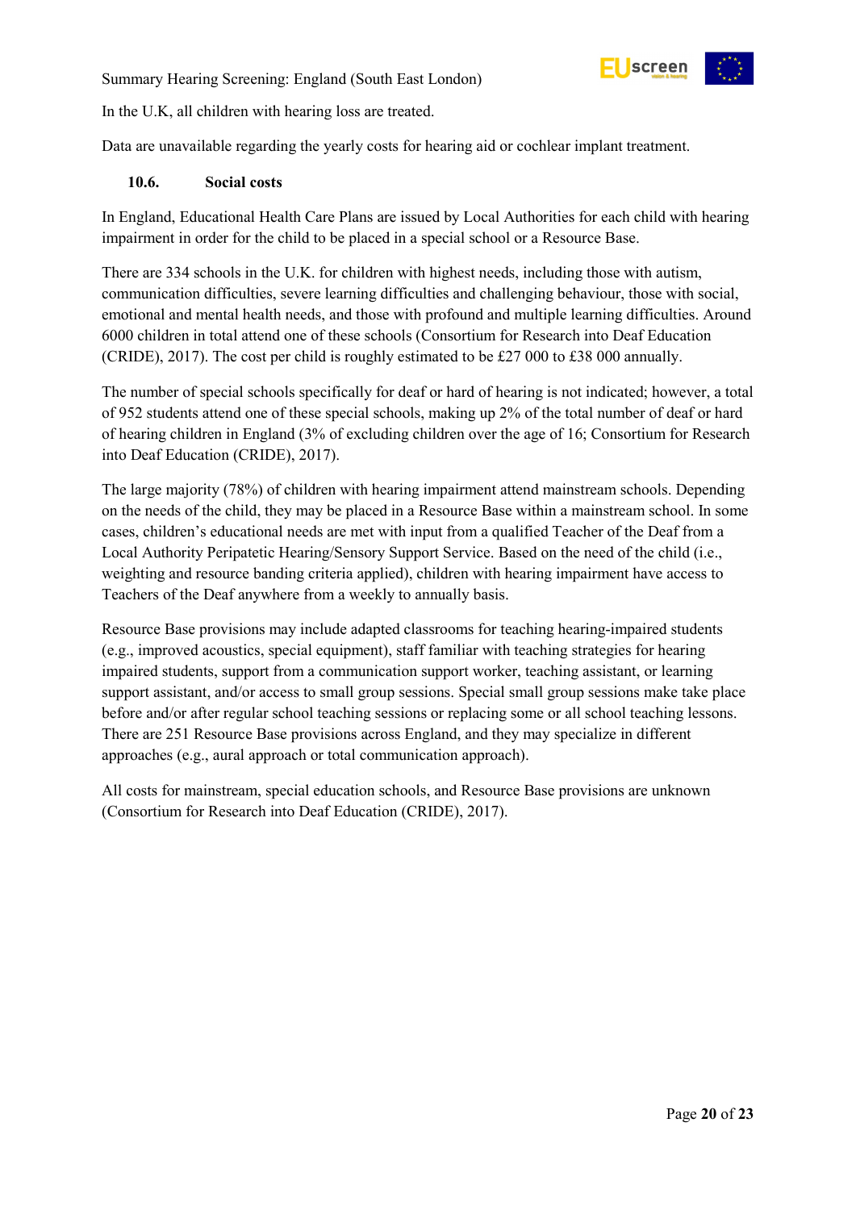In the U.K, all children with hearing loss are treated.

Data are unavailable regarding the yearly costs for hearing aid or cochlear implant treatment.

### 10.6. Social costs

In England, Educational Health Care Plans are issued by Local Authorities for each child with hearing impairment in order for the child to be placed in a special school or a Resource Base.

There are 334 schools in the U.K. for children with highest needs, including those with autism, communication difficulties, severe learning difficulties and challenging behaviour, those with social, emotional and mental health needs, and those with profound and multiple learning difficulties. Around 6000 children in total attend one of these schools (Consortium for Research into Deaf Education (CRIDE), 2017). The cost per child is roughly estimated to be £27 000 to £38 000 annually.

The number of special schools specifically for deaf or hard of hearing is not indicated; however, a total of 952 students attend one of these special schools, making up 2% of the total number of deaf or hard of hearing children in England (3% of excluding children over the age of 16; Consortium for Research into Deaf Education (CRIDE), 2017).

The large majority (78%) of children with hearing impairment attend mainstream schools. Depending on the needs of the child, they may be placed in a Resource Base within a mainstream school. In some cases, children's educational needs are met with input from a qualified Teacher of the Deaf from a Local Authority Peripatetic Hearing/Sensory Support Service. Based on the need of the child (i.e., weighting and resource banding criteria applied), children with hearing impairment have access to Teachers of the Deaf anywhere from a weekly to annually basis.

Resource Base provisions may include adapted classrooms for teaching hearing-impaired students (e.g., improved acoustics, special equipment), staff familiar with teaching strategies for hearing impaired students, support from a communication support worker, teaching assistant, or learning support assistant, and/or access to small group sessions. Special small group sessions make take place before and/or after regular school teaching sessions or replacing some or all school teaching lessons. There are 251 Resource Base provisions across England, and they may specialize in different approaches (e.g., aural approach or total communication approach).

All costs for mainstream, special education schools, and Resource Base provisions are unknown (Consortium for Research into Deaf Education (CRIDE), 2017).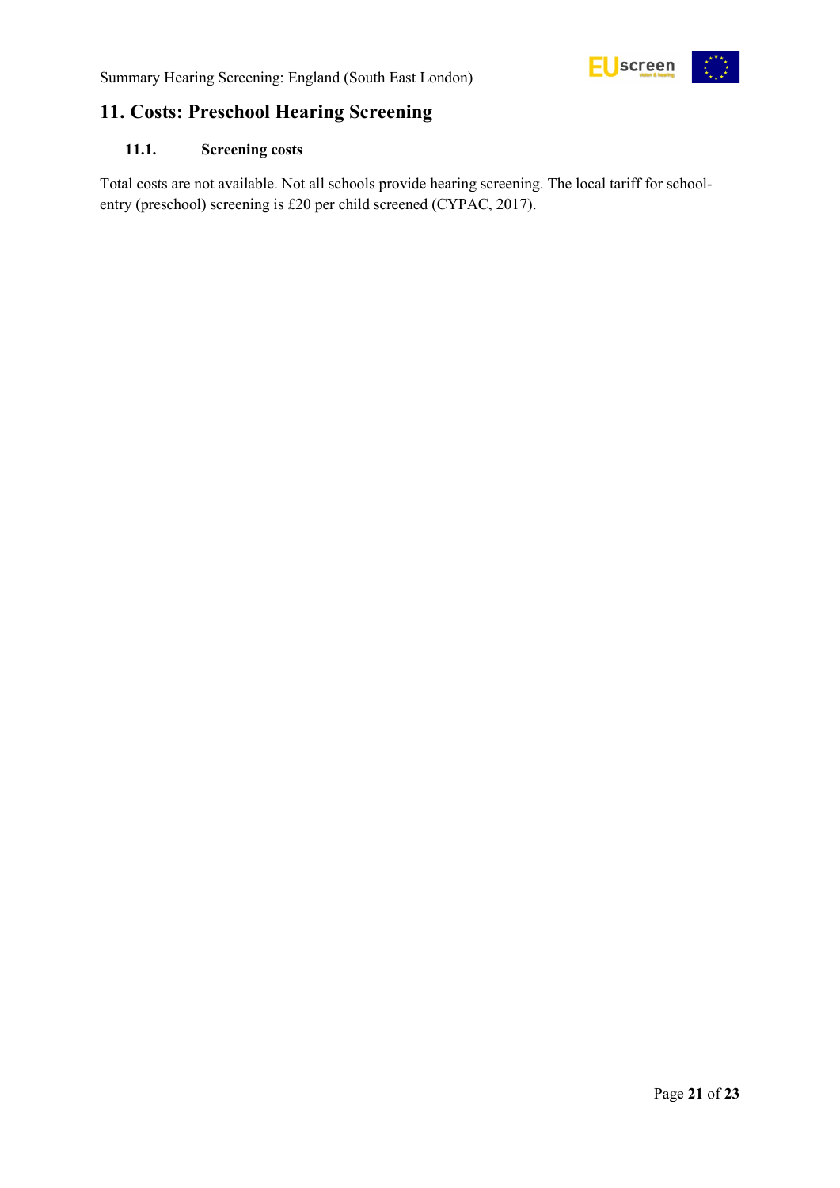## 11. Costs: Preschool Hearing Screening

### 11.1. Screening costs

Total costs are not available. Not all schools provide hearing screening. The local tariff for school-entry (preschool) screening is £20 per child screened (CYPAC, 2017).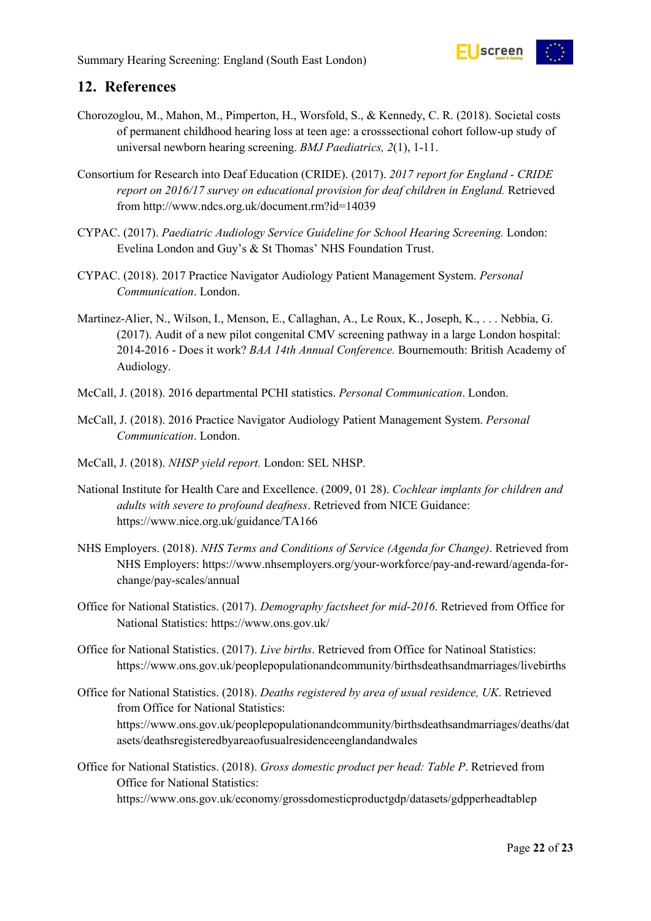## 12. References

Chorozoglou, M., Mahon, M., Pimperton, H., Worsfold, S., & Kennedy, C. R. (2018). Societal costs of permanent childhood hearing loss at teen age: a crosssectional cohort follow-up study of universal newborn hearing screening. *BMJ Paediatrics, 2*(1), 1-11.

Consortium for Research into Deaf Education (CRIDE). (2017). *2017 report for England - CRIDE report on 2016/17 survey on educational provision for deaf children in England.* Retrieved from http://www.ndcs.org.uk/document.rm?id=14039

CYPAC. (2017). *Paediatric Audiology Service Guideline for School Hearing Screening.* London: Evelina London and Guy's & St Thomas' NHS Foundation Trust.

CYPAC. (2018). 2017 Practice Navigator Audiology Patient Management System. *Personal Communication*. London.

Martinez-Alier, N., Wilson, I., Menson, E., Callaghan, A., Le Roux, K., Joseph, K., . . . Nebbia, G. (2017). Audit of a new pilot congenital CMV screening pathway in a large London hospital: 2014-2016 - Does it work? *BAA 14th Annual Conference.* Bournemouth: British Academy of Audiology.

McCall, J. (2018). 2016 departmental PCHI statistics. *Personal Communication*. London.

McCall, J. (2018). 2016 Practice Navigator Audiology Patient Management System. *Personal Communication*. London.

McCall, J. (2018). *NHSP yield report.* London: SEL NHSP.

National Institute for Health Care and Excellence. (2009, 01 28). *Cochlear implants for children and adults with severe to profound deafness*. Retrieved from NICE Guidance: https://www.nice.org.uk/guidance/TA166

NHS Employers. (2018). *NHS Terms and Conditions of Service (Agenda for Change)*. Retrieved from NHS Employers: https://www.nhsemployers.org/your-workforce/pay-and-reward/agenda-for-change/pay-scales/annual

Office for National Statistics. (2017). *Demography factsheet for mid-2016*. Retrieved from Office for National Statistics: https://www.ons.gov.uk/

Office for National Statistics. (2017). *Live births*. Retrieved from Office for Natinoal Statistics: https://www.ons.gov.uk/peoplepopulationandcommunity/birthsdeathsandmarriages/livebirths

Office for National Statistics. (2018). *Deaths registered by area of usual residence, UK*. Retrieved from Office for National Statistics: https://www.ons.gov.uk/peoplepopulationandcommunity/birthsdeathsandmarriages/deaths/datasets/deathsregisteredbyareaofusualresidenceenglandandwales

Office for National Statistics. (2018). *Gross domestic product per head: Table P*. Retrieved from Office for National Statistics: https://www.ons.gov.uk/economy/grossdomesticproductgdp/datasets/gdpperheadtablep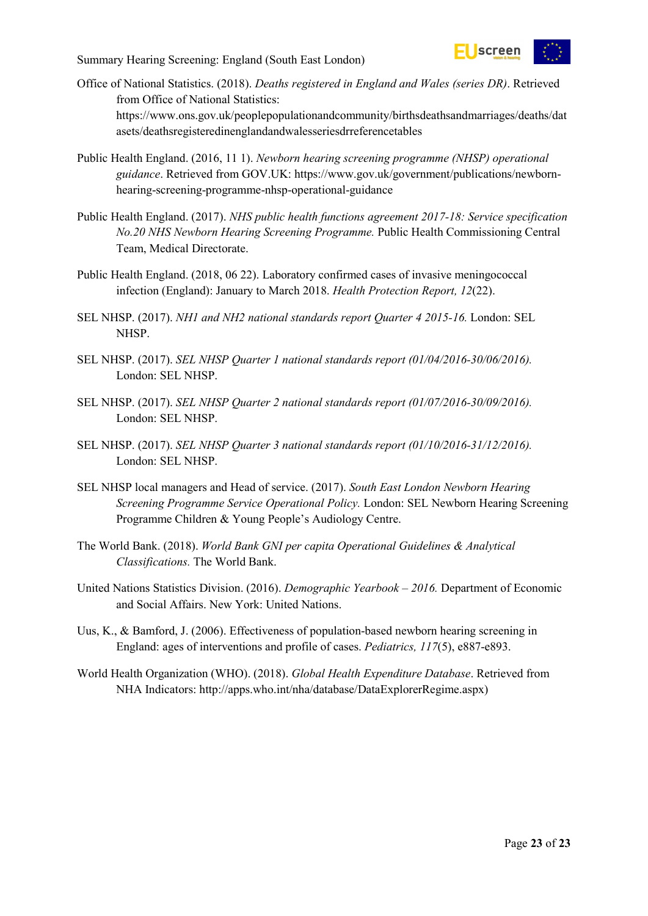Office of National Statistics. (2018). *Deaths registered in England and Wales (series DR)*. Retrieved from Office of National Statistics: https://www.ons.gov.uk/peoplepopulationandcommunity/birthsdeathsandmarriages/deaths/datasets/deathsregisteredinenglandandwalesseriesdrreferencetables

Public Health England. (2016, 11 1). *Newborn hearing screening programme (NHSP) operational guidance*. Retrieved from GOV.UK: https://www.gov.uk/government/publications/newborn-hearing-screening-programme-nhsp-operational-guidance

Public Health England. (2017). *NHS public health functions agreement 2017-18: Service specification No.20 NHS Newborn Hearing Screening Programme.* Public Health Commissioning Central Team, Medical Directorate.

Public Health England. (2018, 06 22). Laboratory confirmed cases of invasive meningococcal infection (England): January to March 2018. *Health Protection Report, 12*(22).

SEL NHSP. (2017). *NH1 and NH2 national standards report Quarter 4 2015-16.* London: SEL NHSP.

SEL NHSP. (2017). *SEL NHSP Quarter 1 national standards report (01/04/2016-30/06/2016).* London: SEL NHSP.

SEL NHSP. (2017). *SEL NHSP Quarter 2 national standards report (01/07/2016-30/09/2016).* London: SEL NHSP.

SEL NHSP. (2017). *SEL NHSP Quarter 3 national standards report (01/10/2016-31/12/2016).* London: SEL NHSP.

SEL NHSP local managers and Head of service. (2017). *South East London Newborn Hearing Screening Programme Service Operational Policy.* London: SEL Newborn Hearing Screening Programme Children & Young People's Audiology Centre.

The World Bank. (2018). *World Bank GNI per capita Operational Guidelines & Analytical Classifications.* The World Bank.

United Nations Statistics Division. (2016). *Demographic Yearbook – 2016.* Department of Economic and Social Affairs. New York: United Nations.

Uus, K., & Bamford, J. (2006). Effectiveness of population-based newborn hearing screening in England: ages of interventions and profile of cases. *Pediatrics, 117*(5), e887-e893.

World Health Organization (WHO). (2018). *Global Health Expenditure Database*. Retrieved from NHA Indicators: http://apps.who.int/nha/database/DataExplorerRegime.aspx)